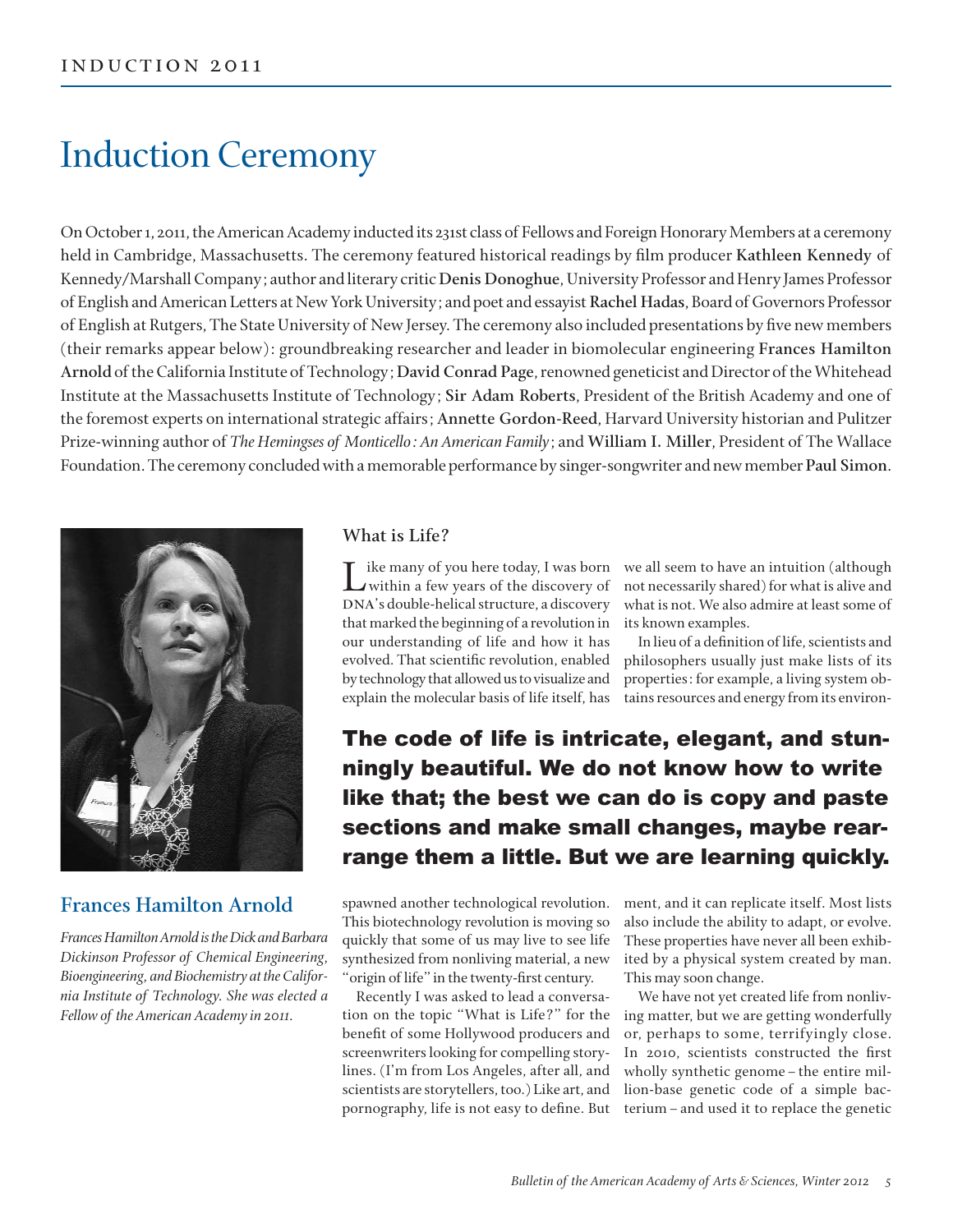# Induction Ceremony

On October 1, 2011, the American Academy inducted its 231st class of Fellows and Foreign Honorary Members at a ceremony held in Cambridge, Massachusetts. The ceremony featured historical readings by film producer **Kathleen Kennedy** of Kennedy/Marshall Company; author and literary critic **Denis Donoghue**, University Professor and Henry James Professor of English and American Letters at New York University; and poet and essayist **Rachel Hadas**, Board of Governors Professor of English at Rutgers, The State University of New Jersey. The ceremony also included presentations by five new members (their remarks appear below): groundbreaking researcher and leader in biomolecular engineering **Frances Hamilton Arnold** of the California Institute of Technology; **David Conrad Page**, renowned geneticist and Director of the Whitehead Institute at the Massachusetts Institute of Technology; **Sir Adam Roberts**, President of the British Academy and one of the foremost experts on international strategic affairs; **Annette Gordon-Reed**, Harvard University historian and Pulitzer Prize-winning author of *The Hemingses of Monticello: An American Family*; and **William I. Miller**, President of The Wallace Foundation. The ceremony concluded with a memorable performance by singer-songwriter and new member **Paul Simon**.

## Frances Hamilton Arnold

*Frances Hamilton Arnold is the Dick and Barbara Dickinson Professor of Chemical Engineering, Bioengineering, and Biochemistry at the California Institute of Technology. She was elected a Fellow of the American Academy in 2011.*

### What is Life?

Like many of you here today, I was born within a few years of the discovery of DNA's double-helical structure, a discovery that marked the beginning of a revolution in our understanding of life and how it has evolved. That scientific revolution, enabled by technology that allowed us to visualize and explain the molecular basis of life itself, has spawned another technological revolution. This biotechnology revolution is moving so quickly that some of us may live to see life synthesized from nonliving material, a new "origin of life" in the twenty-first century.

Recently I was asked to lead a conversation on the topic "What is Life?" for the benefit of some Hollywood producers and screenwriters looking for compelling storylines. (I'm from Los Angeles, after all, and scientists are storytellers, too.) Like art, and pornography, life is not easy to define. But we all seem to have an intuition (although not necessarily shared) for what is alive and what is not. We also admire at least some of its known examples.

In lieu of a definition of life, scientists and philosophers usually just make lists of its properties: for example, a living system obtains resources and energy from its environment, and it can replicate itself. Most lists also include the ability to adapt, or evolve. These properties have never all been exhibited by a physical system created by man. This may soon change.

**The code of life is intricate, elegant, and stunningly beautiful. We do not know how to write like that; the best we can do is copy and paste sections and make small changes, maybe rearrange them a little. But we are learning quickly.**

We have not yet created life from nonliving matter, but we are getting wonderfully or, perhaps to some, terrifyingly close. In 2010, scientists constructed the first wholly synthetic genome – the entire million-base genetic code of a simple bacterium – and used it to replace the genetic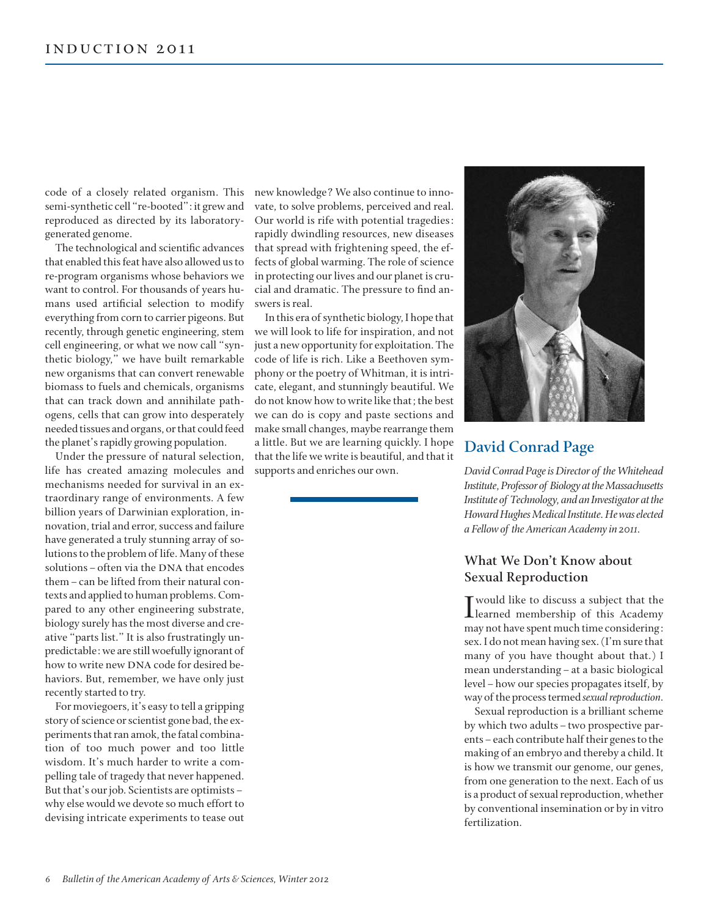code of a closely related organism. This semi-synthetic cell "re-booted": it grew and reproduced as directed by its laboratory-generated genome.

The technological and scientific advances that enabled this feat have also allowed us to re-program organisms whose behaviors we want to control. For thousands of years humans used artificial selection to modify everything from corn to carrier pigeons. But recently, through genetic engineering, stem cell engineering, or what we now call "synthetic biology," we have built remarkable new organisms that can convert renewable biomass to fuels and chemicals, organisms that can track down and annihilate pathogens, cells that can grow into desperately needed tissues and organs, or that could feed the planet's rapidly growing population.

Under the pressure of natural selection, life has created amazing molecules and mechanisms needed for survival in an extraordinary range of environments. A few billion years of Darwinian exploration, innovation, trial and error, success and failure have generated a truly stunning array of solutions to the problem of life. Many of these solutions – often via the DNA that encodes them – can be lifted from their natural contexts and applied to human problems. Compared to any other engineering substrate, biology surely has the most diverse and creative "parts list." It is also frustratingly unpredictable: we are still woefully ignorant of how to write new DNA code for desired behaviors. But, remember, we have only just recently started to try.

For moviegoers, it's easy to tell a gripping story of science or scientist gone bad, the experiments that ran amok, the fatal combination of too much power and too little wisdom. It's much harder to write a compelling tale of tragedy that never happened. But that's our job. Scientists are optimists – why else would we devote so much effort to devising intricate experiments to tease out new knowledge? We also continue to innovate, to solve problems, perceived and real. Our world is rife with potential tragedies: rapidly dwindling resources, new diseases that spread with frightening speed, the effects of global warming. The role of science in protecting our lives and our planet is crucial and dramatic. The pressure to find answers is real.

In this era of synthetic biology, I hope that we will look to life for inspiration, and not just a new opportunity for exploitation. The code of life is rich. Like a Beethoven symphony or the poetry of Whitman, it is intricate, elegant, and stunningly beautiful. We do not know how to write like that; the best we can do is copy and paste sections and make small changes, maybe rearrange them a little. But we are learning quickly. I hope that the life we write is beautiful, and that it supports and enriches our own.

## David Conrad Page

*David Conrad Page is Director of the Whitehead Institute, Professor of Biology at the Massachusetts Institute of Technology, and an Investigator at the Howard Hughes Medical Institute. He was elected a Fellow of the American Academy in 2011.*

### What We Don't Know about Sexual Reproduction

I would like to discuss a subject that the learned membership of this Academy may not have spent much time considering: sex. I do not mean having sex. (I'm sure that many of you have thought about that.) I mean understanding – at a basic biological level – how our species propagates itself, by way of the process termed *sexual reproduction*.

Sexual reproduction is a brilliant scheme by which two adults – two prospective parents – each contribute half their genes to the making of an embryo and thereby a child. It is how we transmit our genome, our genes, from one generation to the next. Each of us is a product of sexual reproduction, whether by conventional insemination or by in vitro fertilization.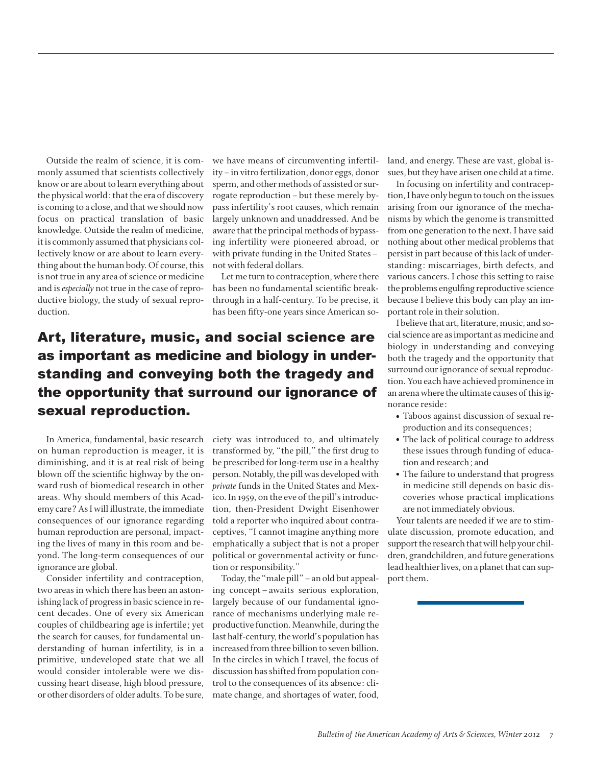Outside the realm of science, it is commonly assumed that scientists collectively know or are about to learn everything about the physical world: that the era of discovery is coming to a close, and that we should now focus on practical translation of basic knowledge. Outside the realm of medicine, it is commonly assumed that physicians collectively know or are about to learn everything about the human body. Of course, this is not true in any area of science or medicine and is *especially* not true in the case of reproductive biology, the study of sexual reproduction.

**Art, literature, music, and social science are as important as medicine and biology in understanding and conveying both the tragedy and the opportunity that surround our ignorance of sexual reproduction.**

In America, fundamental, basic research on human reproduction is meager, it is diminishing, and it is at real risk of being blown off the scientific highway by the onward rush of biomedical research in other areas. Why should members of this Academy care? As I will illustrate, the immediate consequences of our ignorance regarding human reproduction are personal, impacting the lives of many in this room and beyond. The long-term consequences of our ignorance are global.

Consider infertility and contraception, two areas in which there has been an astonishing lack of progress in basic science in recent decades. One of every six American couples of childbearing age is infertile; yet the search for causes, for fundamental understanding of human infertility, is in a primitive, undeveloped state that we all would consider intolerable were we discussing heart disease, high blood pressure, or other disorders of older adults. To be sure, we have means of circumventing infertility – in vitro fertilization, donor eggs, donor sperm, and other methods of assisted or surrogate reproduction – but these merely bypass infertility's root causes, which remain largely unknown and unaddressed. And be aware that the principal methods of bypassing infertility were pioneered abroad, or with private funding in the United States – not with federal dollars.

Let me turn to contraception, where there has been no fundamental scientific breakthrough in a half-century. To be precise, it has been fifty-one years since American society was introduced to, and ultimately transformed by, "the pill," the first drug to be prescribed for long-term use in a healthy person. Notably, the pill was developed with *private* funds in the United States and Mexico. In 1959, on the eve of the pill's introduction, then-President Dwight Eisenhower told a reporter who inquired about contraceptives, "I cannot imagine anything more emphatically a subject that is not a proper political or governmental activity or function or responsibility."

Today, the "male pill" – an old but appealing concept – awaits serious exploration, largely because of our fundamental ignorance of mechanisms underlying male reproductive function. Meanwhile, during the last half-century, the world's population has increased from three billion to seven billion. In the circles in which I travel, the focus of discussion has shifted from population control to the consequences of its absence: climate change, and shortages of water, food, land, and energy. These are vast, global issues, but they have arisen one child at a time.

In focusing on infertility and contraception, I have only begun to touch on the issues arising from our ignorance of the mechanisms by which the genome is transmitted from one generation to the next. I have said nothing about other medical problems that persist in part because of this lack of understanding: miscarriages, birth defects, and various cancers. I chose this setting to raise the problems engulfing reproductive science because I believe this body can play an important role in their solution.

I believe that art, literature, music, and social science are as important as medicine and biology in understanding and conveying both the tragedy and the opportunity that surround our ignorance of sexual reproduction. You each have achieved prominence in an arena where the ultimate causes of this ignorance reside:

- Taboos against discussion of sexual reproduction and its consequences;
- The lack of political courage to address these issues through funding of education and research; and
- The failure to understand that progress in medicine still depends on basic discoveries whose practical implications are not immediately obvious.

Your talents are needed if we are to stimulate discussion, promote education, and support the research that will help your children, grandchildren, and future generations lead healthier lives, on a planet that can support them.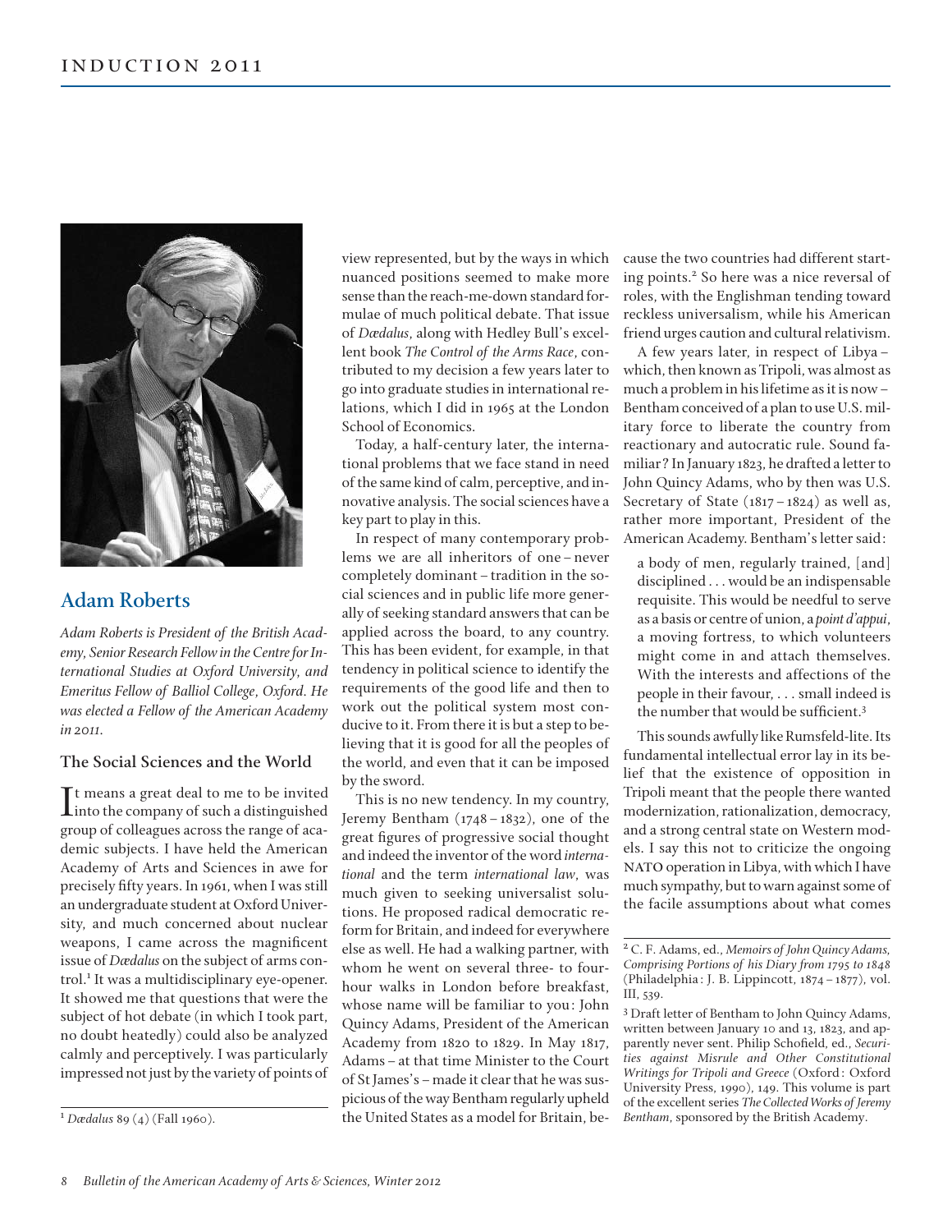## Adam Roberts

*Adam Roberts is President of the British Academy, Senior Research Fellow in the Centre for International Studies at Oxford University, and Emeritus Fellow of Balliol College, Oxford. He was elected a Fellow of the American Academy in 2011.*

### The Social Sciences and the World

It means a great deal to me to be invited into the company of such a distinguished group of colleagues across the range of academic subjects. I have held the American Academy of Arts and Sciences in awe for precisely fifty years. In 1961, when I was still an undergraduate student at Oxford University, and much concerned about nuclear weapons, I came across the magnificent issue of *Dædalus* on the subject of arms control.[1] It was a multidisciplinary eye-opener. It showed me that questions that were the subject of hot debate (in which I took part, no doubt heatedly) could also be analyzed calmly and perceptively. I was particularly impressed not just by the variety of points of view represented, but by the ways in which nuanced positions seemed to make more sense than the reach-me-down standard formulae of much political debate. That issue of *Dædalus*, along with Hedley Bull's excellent book *The Control of the Arms Race*, contributed to my decision a few years later to go into graduate studies in international relations, which I did in 1965 at the London School of Economics.

Today, a half-century later, the international problems that we face stand in need of the same kind of calm, perceptive, and innovative analysis. The social sciences have a key part to play in this.

In respect of many contemporary problems we are all inheritors of one – never completely dominant – tradition in the social sciences and in public life more generally of seeking standard answers that can be applied across the board, to any country. This has been evident, for example, in that tendency in political science to identify the requirements of the good life and then to work out the political system most conducive to it. From there it is but a step to believing that it is good for all the peoples of the world, and even that it can be imposed by the sword.

This is no new tendency. In my country, Jeremy Bentham (1748 – 1832), one of the great figures of progressive social thought and indeed the inventor of the word *international* and the term *international law*, was much given to seeking universalist solutions. He proposed radical democratic reform for Britain, and indeed for everywhere else as well. He had a walking partner, with whom he went on several three- to four-hour walks in London before breakfast, whose name will be familiar to you: John Quincy Adams, President of the American Academy from 1820 to 1829. In May 1817, Adams – at that time Minister to the Court of St James's – made it clear that he was suspicious of the way Bentham regularly upheld the United States as a model for Britain, because the two countries had different starting points.[2] So here was a nice reversal of roles, with the Englishman tending toward reckless universalism, while his American friend urges caution and cultural relativism.

A few years later, in respect of Libya – which, then known as Tripoli, was almost as much a problem in his lifetime as it is now – Bentham conceived of a plan to use U.S. military force to liberate the country from reactionary and autocratic rule. Sound familiar? In January 1823, he drafted a letter to John Quincy Adams, who by then was U.S. Secretary of State (1817 – 1824) as well as, rather more important, President of the American Academy. Bentham's letter said:

> a body of men, regularly trained, [and] disciplined . . . would be an indispensable requisite. This would be needful to serve as a basis or centre of union, a *point d'appui*, a moving fortress, to which volunteers might come in and attach themselves. With the interests and affections of the people in their favour, . . . small indeed is the number that would be sufficient.[3]

This sounds awfully like Rumsfeld-lite. Its fundamental intellectual error lay in its belief that the existence of opposition in Tripoli meant that the people there wanted modernization, rationalization, democracy, and a strong central state on Western models. I say this not to criticize the ongoing NATO operation in Libya, with which I have much sympathy, but to warn against some of the facile assumptions about what comes

---

[1] *Dædalus* 89 (4) (Fall 1960).

[2] C. F. Adams, ed., *Memoirs of John Quincy Adams, Comprising Portions of his Diary from 1795 to 1848* (Philadelphia: J. B. Lippincott, 1874 – 1877), vol. III, 539.

[3] Draft letter of Bentham to John Quincy Adams, written between January 10 and 13, 1823, and apparently never sent. Philip Schofield, ed., *Securities against Misrule and Other Constitutional Writings for Tripoli and Greece* (Oxford: Oxford University Press, 1990), 149. This volume is part of the excellent series *The Collected Works of Jeremy Bentham*, sponsored by the British Academy.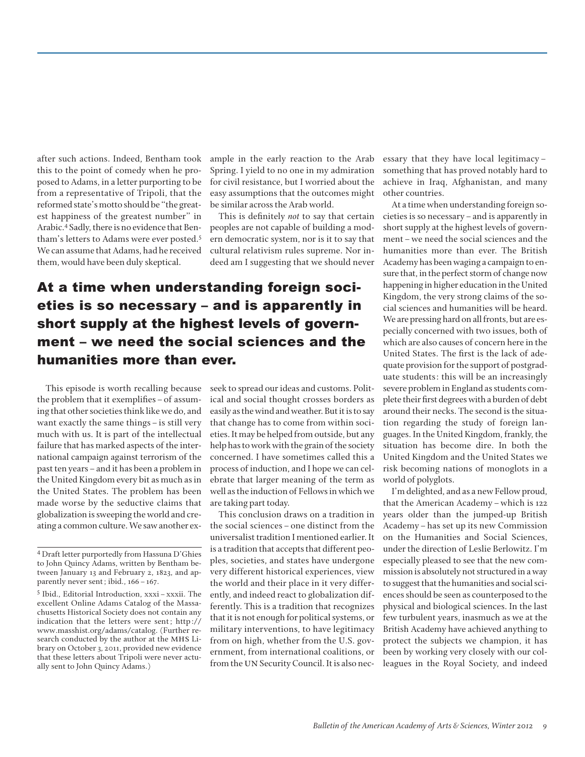after such actions. Indeed, Bentham took this to the point of comedy when he proposed to Adams, in a letter purporting to be from a representative of Tripoli, that the reformed state's motto should be "the greatest happiness of the greatest number" in Arabic.[4] Sadly, there is no evidence that Bentham's letters to Adams were ever posted.[5] We can assume that Adams, had he received them, would have been duly skeptical.

**At a time when understanding foreign societies is so necessary – and is apparently in short supply at the highest levels of government – we need the social sciences and the humanities more than ever.**

This episode is worth recalling because the problem that it exemplifies – of assuming that other societies think like we do, and want exactly the same things – is still very much with us. It is part of the intellectual failure that has marked aspects of the international campaign against terrorism of the past ten years – and it has been a problem in the United Kingdom every bit as much as in the United States. The problem has been made worse by the seductive claims that globalization is sweeping the world and creating a common culture. We saw another example in the early reaction to the Arab Spring. I yield to no one in my admiration for civil resistance, but I worried about the easy assumptions that the outcomes might be similar across the Arab world.

This is definitely *not* to say that certain peoples are not capable of building a modern democratic system, nor is it to say that cultural relativism rules supreme. Nor indeed am I suggesting that we should never seek to spread our ideas and customs. Political and social thought crosses borders as easily as the wind and weather. But it is to say that change has to come from within societies. It may be helped from outside, but any help has to work with the grain of the society concerned. I have sometimes called this a process of induction, and I hope we can celebrate that larger meaning of the term as well as the induction of Fellows in which we are taking part today.

This conclusion draws on a tradition in the social sciences – one distinct from the universalist tradition I mentioned earlier. It is a tradition that accepts that different peoples, societies, and states have undergone very different historical experiences, view the world and their place in it very differently, and indeed react to globalization differently. This is a tradition that recognizes that it is not enough for political systems, or military interventions, to have legitimacy from on high, whether from the U.S. government, from international coalitions, or from the UN Security Council. It is also necessary that they have local legitimacy – something that has proved notably hard to achieve in Iraq, Afghanistan, and many other countries.

At a time when understanding foreign societies is so necessary – and is apparently in short supply at the highest levels of government – we need the social sciences and the humanities more than ever. The British Academy has been waging a campaign to ensure that, in the perfect storm of change now happening in higher education in the United Kingdom, the very strong claims of the social sciences and humanities will be heard. We are pressing hard on all fronts, but are especially concerned with two issues, both of which are also causes of concern here in the United States. The first is the lack of adequate provision for the support of postgraduate students: this will be an increasingly severe problem in England as students complete their first degrees with a burden of debt around their necks. The second is the situation regarding the study of foreign languages. In the United Kingdom, frankly, the situation has become dire. In both the United Kingdom and the United States we risk becoming nations of monoglots in a world of polyglots.

I'm delighted, and as a new Fellow proud, that the American Academy – which is 122 years older than the jumped-up British Academy – has set up its new Commission on the Humanities and Social Sciences, under the direction of Leslie Berlowitz. I'm especially pleased to see that the new commission is absolutely not structured in a way to suggest that the humanities and social sciences should be seen as counterposed to the physical and biological sciences. In the last few turbulent years, inasmuch as we at the British Academy have achieved anything to protect the subjects we champion, it has been by working very closely with our colleagues in the Royal Society, and indeed

---

[4] Draft letter purportedly from Hassuna D'Ghies to John Quincy Adams, written by Bentham between January 13 and February 2, 1823, and apparently never sent; ibid., 166–167.

[5] Ibid., Editorial Introduction, xxxi–xxxii. The excellent Online Adams Catalog of the Massachusetts Historical Society does not contain any indication that the letters were sent; http://www.masshist.org/adams/catalog. (Further research conducted by the author at the MHS Library on October 3, 2011, provided new evidence that these letters about Tripoli were never actually sent to John Quincy Adams.)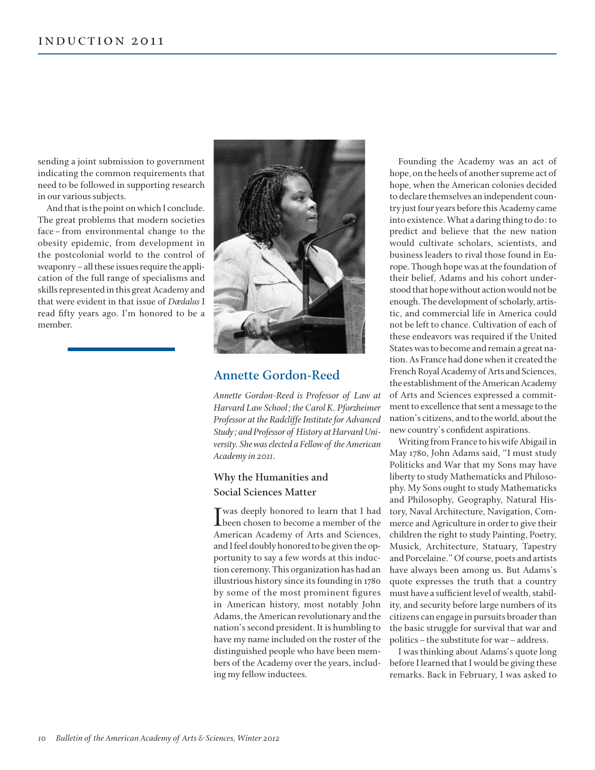sending a joint submission to government indicating the common requirements that need to be followed in supporting research in our various subjects.

And that is the point on which I conclude. The great problems that modern societies face – from environmental change to the obesity epidemic, from development in the postcolonial world to the control of weaponry – all these issues require the application of the full range of specialisms and skills represented in this great Academy and that were evident in that issue of *Dædalus* I read fifty years ago. I'm honored to be a member.

## Annette Gordon-Reed

*Annette Gordon-Reed is Professor of Law at Harvard Law School; the Carol K. Pforzheimer Professor at the Radcliffe Institute for Advanced Study; and Professor of History at Harvard University. She was elected a Fellow of the American Academy in 2011.*

### Why the Humanities and Social Sciences Matter

I was deeply honored to learn that I had been chosen to become a member of the American Academy of Arts and Sciences, and I feel doubly honored to be given the opportunity to say a few words at this induction ceremony. This organization has had an illustrious history since its founding in 1780 by some of the most prominent figures in American history, most notably John Adams, the American revolutionary and the nation's second president. It is humbling to have my name included on the roster of the distinguished people who have been members of the Academy over the years, including my fellow inductees.

Founding the Academy was an act of hope, on the heels of another supreme act of hope, when the American colonies decided to declare themselves an independent country just four years before this Academy came into existence. What a daring thing to do: to predict and believe that the new nation would cultivate scholars, scientists, and business leaders to rival those found in Europe. Though hope was at the foundation of their belief, Adams and his cohort understood that hope without action would not be enough. The development of scholarly, artistic, and commercial life in America could not be left to chance. Cultivation of each of these endeavors was required if the United States was to become and remain a great nation. As France had done when it created the French Royal Academy of Arts and Sciences, the establishment of the American Academy of Arts and Sciences expressed a commitment to excellence that sent a message to the nation's citizens, and to the world, about the new country's confident aspirations.

Writing from France to his wife Abigail in May 1780, John Adams said, "I must study Politicks and War that my Sons may have liberty to study Mathematicks and Philosophy. My Sons ought to study Mathematicks and Philosophy, Geography, Natural History, Naval Architecture, Navigation, Commerce and Agriculture in order to give their children the right to study Painting, Poetry, Musick, Architecture, Statuary, Tapestry and Porcelaine." Of course, poets and artists have always been among us. But Adams's quote expresses the truth that a country must have a sufficient level of wealth, stability, and security before large numbers of its citizens can engage in pursuits broader than the basic struggle for survival that war and politics – the substitute for war – address.

I was thinking about Adams's quote long before I learned that I would be giving these remarks. Back in February, I was asked to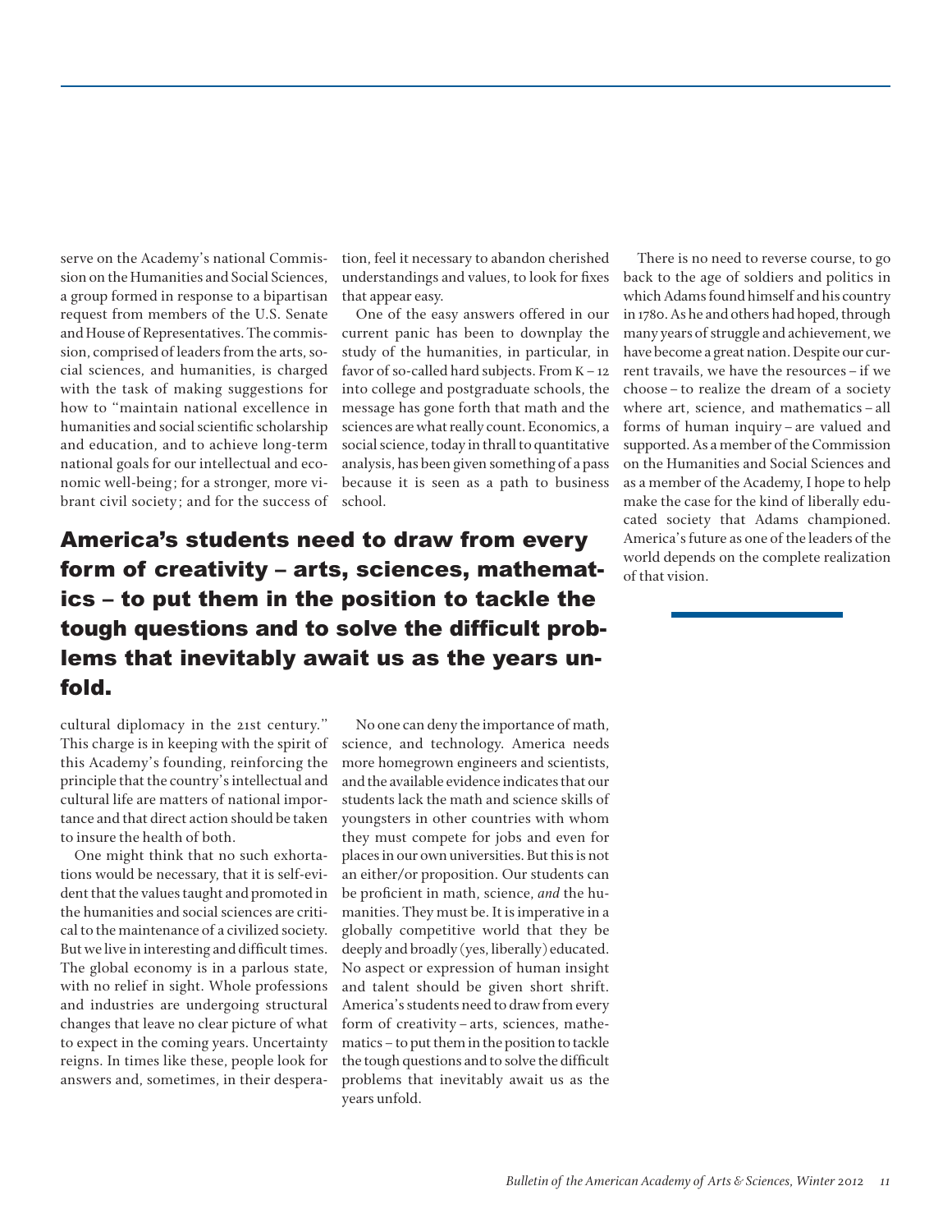serve on the Academy's national Commission on the Humanities and Social Sciences, a group formed in response to a bipartisan request from members of the U.S. Senate and House of Representatives. The commission, comprised of leaders from the arts, social sciences, and humanities, is charged with the task of making suggestions for how to "maintain national excellence in humanities and social scientific scholarship and education, and to achieve long-term national goals for our intellectual and economic well-being; for a stronger, more vibrant civil society; and for the success of cultural diplomacy in the 21st century." This charge is in keeping with the spirit of this Academy's founding, reinforcing the principle that the country's intellectual and cultural life are matters of national importance and that direct action should be taken to insure the health of both.

One might think that no such exhortations would be necessary, that it is self-evident that the values taught and promoted in the humanities and social sciences are critical to the maintenance of a civilized society. But we live in interesting and difficult times. The global economy is in a parlous state, with no relief in sight. Whole professions and industries are undergoing structural changes that leave no clear picture of what to expect in the coming years. Uncertainty reigns. In times like these, people look for answers and, sometimes, in their desperation, feel it necessary to abandon cherished understandings and values, to look for fixes that appear easy.

One of the easy answers offered in our current panic has been to downplay the study of the humanities, in particular, in favor of so-called hard subjects. From K – 12 into college and postgraduate schools, the message has gone forth that math and the sciences are what really count. Economics, a social science, today in thrall to quantitative analysis, has been given something of a pass because it is seen as a path to business school.

**America's students need to draw from every form of creativity – arts, sciences, mathematics – to put them in the position to tackle the tough questions and to solve the difficult problems that inevitably await us as the years unfold.**

No one can deny the importance of math, science, and technology. America needs more homegrown engineers and scientists, and the available evidence indicates that our students lack the math and science skills of youngsters in other countries with whom they must compete for jobs and even for places in our own universities. But this is not an either/or proposition. Our students can be proficient in math, science, *and* the humanities. They must be. It is imperative in a globally competitive world that they be deeply and broadly (yes, liberally) educated. No aspect or expression of human insight and talent should be given short shrift. America's students need to draw from every form of creativity – arts, sciences, mathematics – to put them in the position to tackle the tough questions and to solve the difficult problems that inevitably await us as the years unfold.

There is no need to reverse course, to go back to the age of soldiers and politics in which Adams found himself and his country in 1780. As he and others had hoped, through many years of struggle and achievement, we have become a great nation. Despite our current travails, we have the resources – if we choose – to realize the dream of a society where art, science, and mathematics – all forms of human inquiry – are valued and supported. As a member of the Commission on the Humanities and Social Sciences and as a member of the Academy, I hope to help make the case for the kind of liberally educated society that Adams championed. America's future as one of the leaders of the world depends on the complete realization of that vision.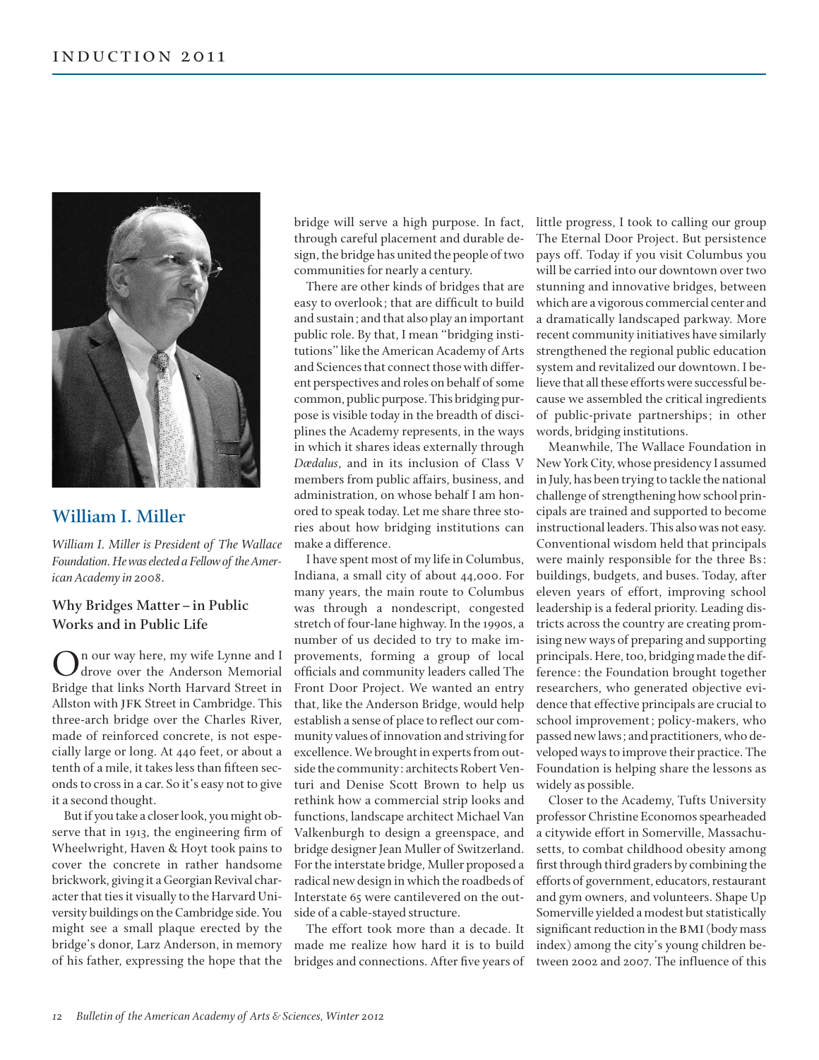## William I. Miller

*William I. Miller is President of The Wallace Foundation. He was elected a Fellow of the American Academy in 2008.*

### Why Bridges Matter – in Public Works and in Public Life

On our way here, my wife Lynne and I drove over the Anderson Memorial Bridge that links North Harvard Street in Allston with JFK Street in Cambridge. This three-arch bridge over the Charles River, made of reinforced concrete, is not especially large or long. At 440 feet, or about a tenth of a mile, it takes less than fifteen seconds to cross in a car. So it's easy not to give it a second thought.

But if you take a closer look, you might observe that in 1913, the engineering firm of Wheelwright, Haven & Hoyt took pains to cover the concrete in rather handsome brickwork, giving it a Georgian Revival character that ties it visually to the Harvard University buildings on the Cambridge side. You might see a small plaque erected by the bridge's donor, Larz Anderson, in memory of his father, expressing the hope that the bridge will serve a high purpose. In fact, through careful placement and durable design, the bridge has united the people of two communities for nearly a century.

There are other kinds of bridges that are easy to overlook; that are difficult to build and sustain; and that also play an important public role. By that, I mean "bridging institutions" like the American Academy of Arts and Sciences that connect those with different perspectives and roles on behalf of some common, public purpose. This bridging purpose is visible today in the breadth of disciplines the Academy represents, in the ways in which it shares ideas externally through *Dædalus*, and in its inclusion of Class V members from public affairs, business, and administration, on whose behalf I am honored to speak today. Let me share three stories about how bridging institutions can make a difference.

I have spent most of my life in Columbus, Indiana, a small city of about 44,000. For many years, the main route to Columbus was through a nondescript, congested stretch of four-lane highway. In the 1990s, a number of us decided to try to make improvements, forming a group of local officials and community leaders called The Front Door Project. We wanted an entry that, like the Anderson Bridge, would help establish a sense of place to reflect our community values of innovation and striving for excellence. We brought in experts from outside the community: architects Robert Venturi and Denise Scott Brown to help us rethink how a commercial strip looks and functions, landscape architect Michael Van Valkenburgh to design a greenspace, and bridge designer Jean Muller of Switzerland. For the interstate bridge, Muller proposed a radical new design in which the roadbeds of Interstate 65 were cantilevered on the outside of a cable-stayed structure.

The effort took more than a decade. It made me realize how hard it is to build bridges and connections. After five years of little progress, I took to calling our group The Eternal Door Project. But persistence pays off. Today if you visit Columbus you will be carried into our downtown over two stunning and innovative bridges, between which are a vigorous commercial center and a dramatically landscaped parkway. More recent community initiatives have similarly strengthened the regional public education system and revitalized our downtown. I believe that all these efforts were successful because we assembled the critical ingredients of public-private partnerships; in other words, bridging institutions.

Meanwhile, The Wallace Foundation in New York City, whose presidency I assumed in July, has been trying to tackle the national challenge of strengthening how school principals are trained and supported to become instructional leaders. This also was not easy. Conventional wisdom held that principals were mainly responsible for the three Bs: buildings, budgets, and buses. Today, after eleven years of effort, improving school leadership is a federal priority. Leading districts across the country are creating promising new ways of preparing and supporting principals. Here, too, bridging made the difference: the Foundation brought together researchers, who generated objective evidence that effective principals are crucial to school improvement; policy-makers, who passed new laws; and practitioners, who developed ways to improve their practice. The Foundation is helping share the lessons as widely as possible.

Closer to the Academy, Tufts University professor Christine Economos spearheaded a citywide effort in Somerville, Massachusetts, to combat childhood obesity among first through third graders by combining the efforts of government, educators, restaurant and gym owners, and volunteers. Shape Up Somerville yielded a modest but statistically significant reduction in the BMI (body mass index) among the city's young children between 2002 and 2007. The influence of this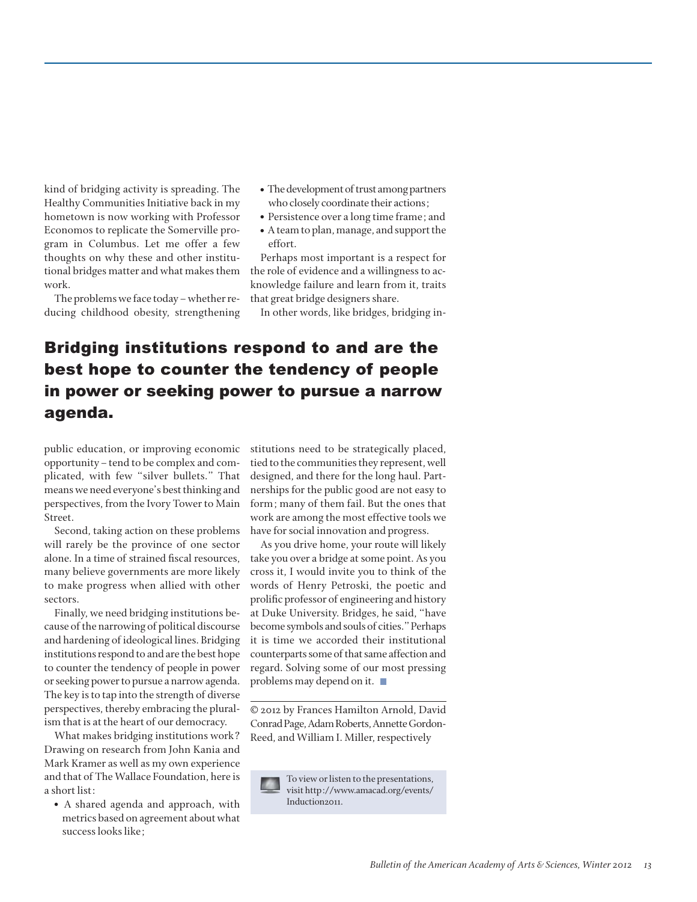kind of bridging activity is spreading. The Healthy Communities Initiative back in my hometown is now working with Professor Economos to replicate the Somerville program in Columbus. Let me offer a few thoughts on why these and other institutional bridges matter and what makes them work.

The problems we face today – whether reducing childhood obesity, strengthening public education, or improving economic opportunity – tend to be complex and complicated, with few "silver bullets." That means we need everyone's best thinking and perspectives, from the Ivory Tower to Main Street.

Second, taking action on these problems will rarely be the province of one sector alone. In a time of strained fiscal resources, many believe governments are more likely to make progress when allied with other sectors.

Finally, we need bridging institutions because of the narrowing of political discourse and hardening of ideological lines. Bridging institutions respond to and are the best hope to counter the tendency of people in power or seeking power to pursue a narrow agenda. The key is to tap into the strength of diverse perspectives, thereby embracing the pluralism that is at the heart of our democracy.

What makes bridging institutions work? Drawing on research from John Kania and Mark Kramer as well as my own experience and that of The Wallace Foundation, here is a short list:

- A shared agenda and approach, with metrics based on agreement about what success looks like;
- The development of trust among partners who closely coordinate their actions;
- Persistence over a long time frame; and
- A team to plan, manage, and support the effort.

Perhaps most important is a respect for the role of evidence and a willingness to acknowledge failure and learn from it, traits that great bridge designers share.

In other words, like bridges, bridging institutions need to be strategically placed, tied to the communities they represent, well designed, and there for the long haul. Partnerships for the public good are not easy to form; many of them fail. But the ones that work are among the most effective tools we have for social innovation and progress.

As you drive home, your route will likely take you over a bridge at some point. As you cross it, I would invite you to think of the words of Henry Petroski, the poetic and prolific professor of engineering and history at Duke University. Bridges, he said, "have become symbols and souls of cities." Perhaps it is time we accorded their institutional counterparts some of that same affection and regard. Solving some of our most pressing problems may depend on it. ■

**Bridging institutions respond to and are the best hope to counter the tendency of people in power or seeking power to pursue a narrow agenda.**

© 2012 by Frances Hamilton Arnold, David Conrad Page, Adam Roberts, Annette Gordon-Reed, and William I. Miller, respectively

To view or listen to the presentations, visit http://www.amacad.org/events/Induction2011.